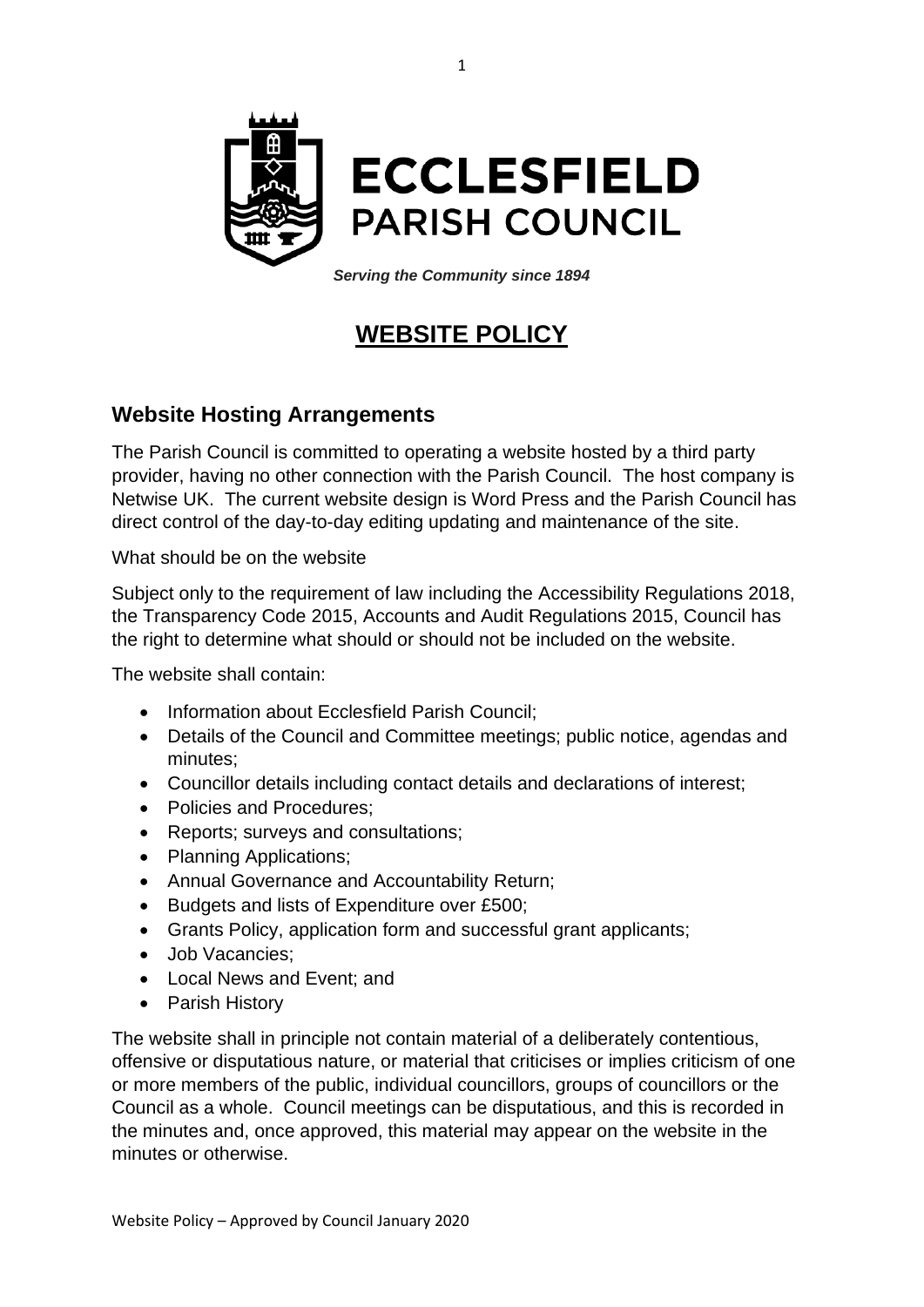**ECCLESFIELD PARISH COUNCIL**

***Serving the Community since 1894***

# WEBSITE POLICY

## Website Hosting Arrangements

The Parish Council is committed to operating a website hosted by a third party provider, having no other connection with the Parish Council. The host company is Netwise UK. The current website design is Word Press and the Parish Council has direct control of the day-to-day editing updating and maintenance of the site.

What should be on the website

Subject only to the requirement of law including the Accessibility Regulations 2018, the Transparency Code 2015, Accounts and Audit Regulations 2015, Council has the right to determine what should or should not be included on the website.

The website shall contain:

- Information about Ecclesfield Parish Council;
- Details of the Council and Committee meetings; public notice, agendas and minutes;
- Councillor details including contact details and declarations of interest;
- Policies and Procedures;
- Reports; surveys and consultations;
- Planning Applications;
- Annual Governance and Accountability Return;
- Budgets and lists of Expenditure over £500;
- Grants Policy, application form and successful grant applicants;
- Job Vacancies;
- Local News and Event; and
- Parish History

The website shall in principle not contain material of a deliberately contentious, offensive or disputatious nature, or material that criticises or implies criticism of one or more members of the public, individual councillors, groups of councillors or the Council as a whole. Council meetings can be disputatious, and this is recorded in the minutes and, once approved, this material may appear on the website in the minutes or otherwise.

Website Policy – Approved by Council January 2020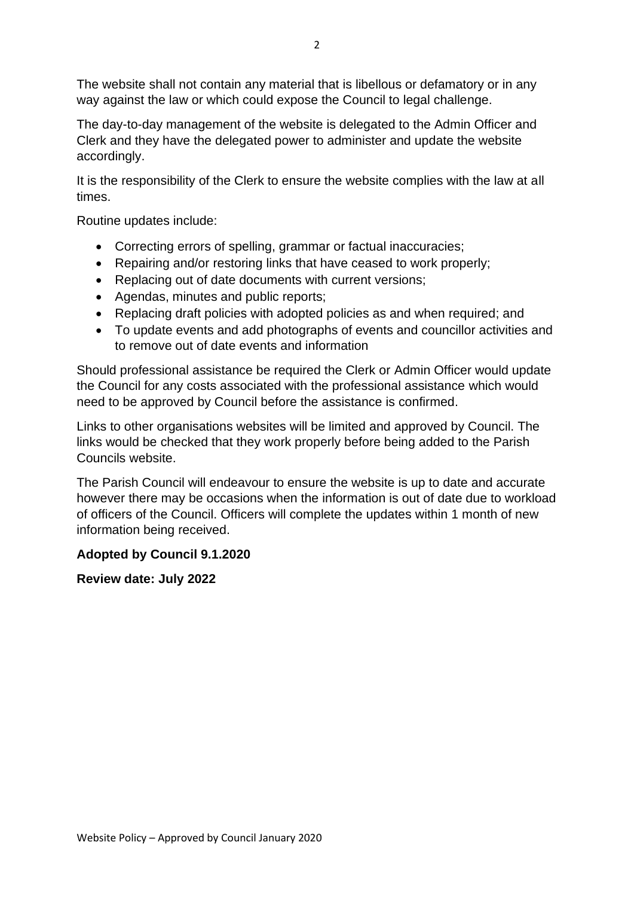The website shall not contain any material that is libellous or defamatory or in any way against the law or which could expose the Council to legal challenge.

The day-to-day management of the website is delegated to the Admin Officer and Clerk and they have the delegated power to administer and update the website accordingly.

It is the responsibility of the Clerk to ensure the website complies with the law at all times.

Routine updates include:

- Correcting errors of spelling, grammar or factual inaccuracies;
- Repairing and/or restoring links that have ceased to work properly;
- Replacing out of date documents with current versions;
- Agendas, minutes and public reports;
- Replacing draft policies with adopted policies as and when required; and
- To update events and add photographs of events and councillor activities and to remove out of date events and information

Should professional assistance be required the Clerk or Admin Officer would update the Council for any costs associated with the professional assistance which would need to be approved by Council before the assistance is confirmed.

Links to other organisations websites will be limited and approved by Council. The links would be checked that they work properly before being added to the Parish Councils website.

The Parish Council will endeavour to ensure the website is up to date and accurate however there may be occasions when the information is out of date due to workload of officers of the Council. Officers will complete the updates within 1 month of new information being received.

**Adopted by Council 9.1.2020**

**Review date: July 2022**